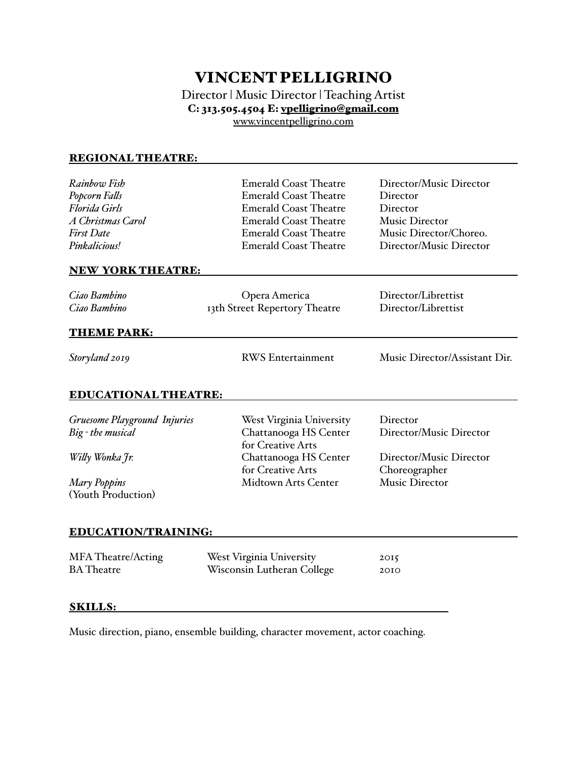# VINCENT PELLIGRINO

Director | Music Director | Teaching Artist

**C: 313.505.4504 E: vpelligrino@gmail.com**

www.vincentpelligrino.com

## REGIONAL THEATRE:

| | | |
|---|---|---|
| *Rainbow Fish* | Emerald Coast Theatre | Director/Music Director |
| *Popcorn Falls* | Emerald Coast Theatre | Director |
| *Florida Girls* | Emerald Coast Theatre | Director |
| *A Christmas Carol* | Emerald Coast Theatre | Music Director |
| *First Date* | Emerald Coast Theatre | Music Director/Choreo. |
| *Pinkalicious!* | Emerald Coast Theatre | Director/Music Director |

## NEW YORK THEATRE:

| | | |
|---|---|---|
| *Ciao Bambino* | Opera America | Director/Librettist |
| *Ciao Bambino* | 13th Street Repertory Theatre | Director/Librettist |

## THEME PARK:

| | | |
|---|---|---|
| *Storyland 2019* | RWS Entertainment | Music Director/Assistant Dir. |

## EDUCATIONAL THEATRE:

| | | |
|---|---|---|
| *Gruesome Playground Injuries* | West Virginia University | Director |
| *Big - the musical* | Chattanooga HS Center for Creative Arts | Director/Music Director |
| *Willy Wonka Jr.* | Chattanooga HS Center for Creative Arts | Director/Music Director Choreographer |
| *Mary Poppins* (Youth Production) | Midtown Arts Center | Music Director |

## EDUCATION/TRAINING:

| | | |
|---|---|---|
| MFA Theatre/Acting | West Virginia University | 2015 |
| BA Theatre | Wisconsin Lutheran College | 2010 |

## SKILLS:

Music direction, piano, ensemble building, character movement, actor coaching.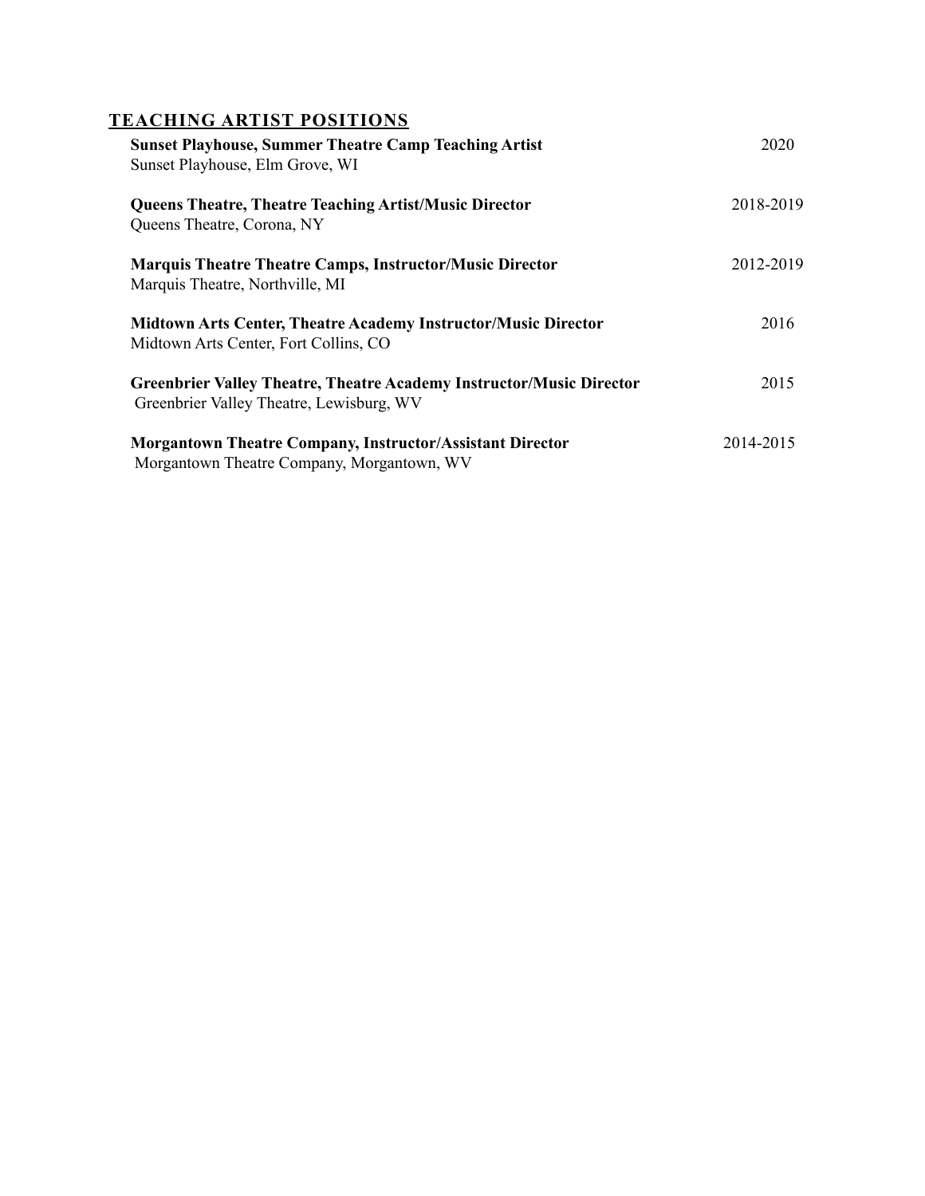## TEACHING ARTIST POSITIONS

**Sunset Playhouse, Summer Theatre Camp Teaching Artist** 2020
Sunset Playhouse, Elm Grove, WI

**Queens Theatre, Theatre Teaching Artist/Music Director** 2018-2019
Queens Theatre, Corona, NY

**Marquis Theatre Theatre Camps, Instructor/Music Director** 2012-2019
Marquis Theatre, Northville, MI

**Midtown Arts Center, Theatre Academy Instructor/Music Director** 2016
Midtown Arts Center, Fort Collins, CO

**Greenbrier Valley Theatre, Theatre Academy Instructor/Music Director** 2015
Greenbrier Valley Theatre, Lewisburg, WV

**Morgantown Theatre Company, Instructor/Assistant Director** 2014-2015
Morgantown Theatre Company, Morgantown, WV